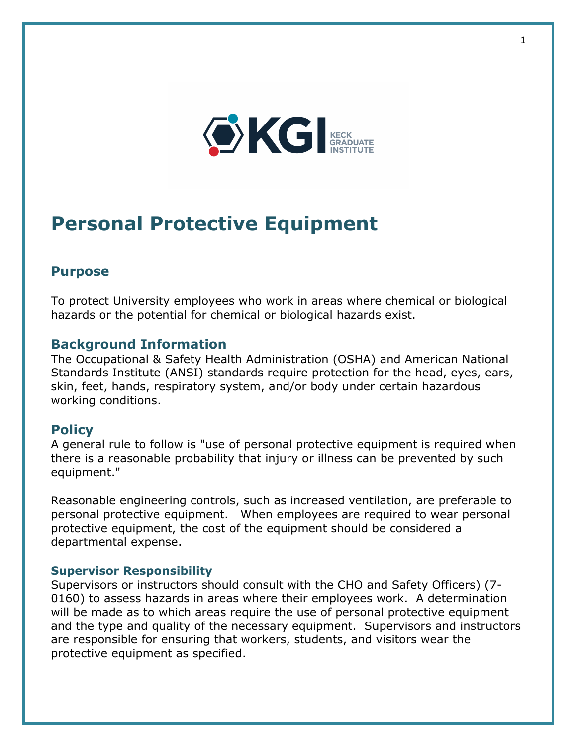# Personal Protective Equipment

## Purpose

To protect University employees who work in areas where chemical or biological hazards or the potential for chemical or biological hazards exist.

## Background Information

The Occupational & Safety Health Administration (OSHA) and American National Standards Institute (ANSI) standards require protection for the head, eyes, ears, skin, feet, hands, respiratory system, and/or body under certain hazardous working conditions.

## Policy

A general rule to follow is "use of personal protective equipment is required when there is a reasonable probability that injury or illness can be prevented by such equipment."

Reasonable engineering controls, such as increased ventilation, are preferable to personal protective equipment. When employees are required to wear personal protective equipment, the cost of the equipment should be considered a departmental expense.

### Supervisor Responsibility

Supervisors or instructors should consult with the CHO and Safety Officers) (7-0160) to assess hazards in areas where their employees work. A determination will be made as to which areas require the use of personal protective equipment and the type and quality of the necessary equipment. Supervisors and instructors are responsible for ensuring that workers, students, and visitors wear the protective equipment as specified.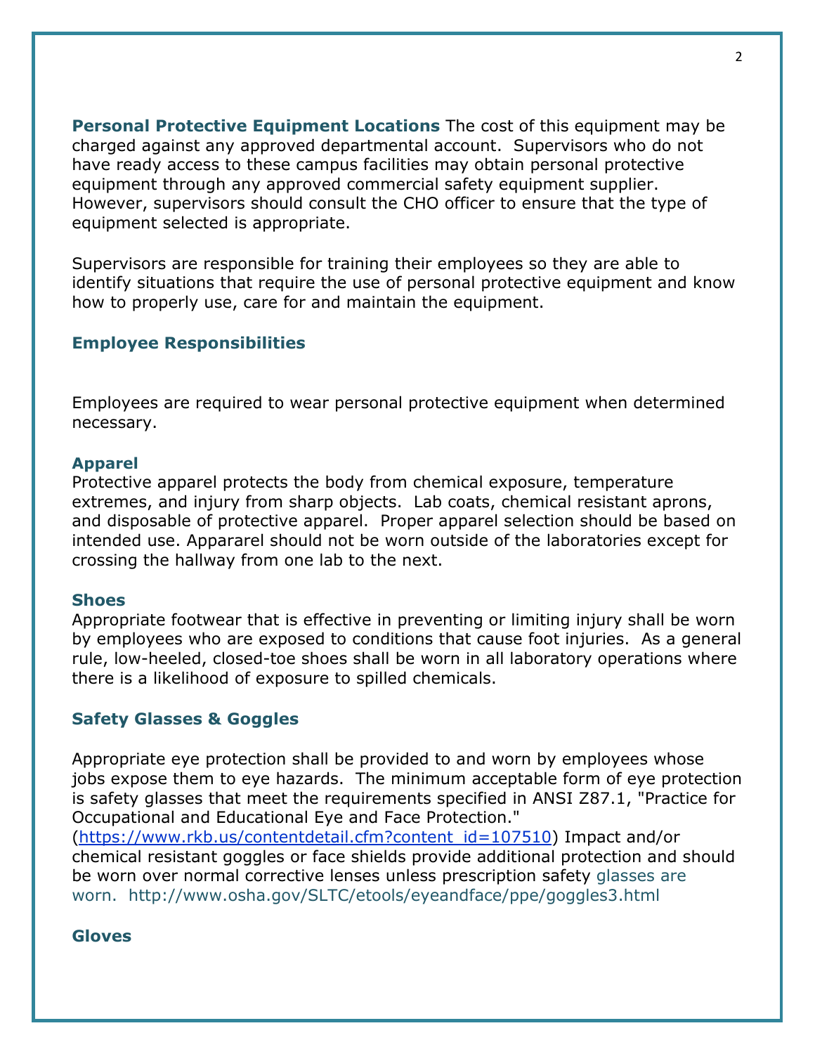**Personal Protective Equipment Locations** The cost of this equipment may be charged against any approved departmental account. Supervisors who do not have ready access to these campus facilities may obtain personal protective equipment through any approved commercial safety equipment supplier. However, supervisors should consult the CHO officer to ensure that the type of equipment selected is appropriate.

Supervisors are responsible for training their employees so they are able to identify situations that require the use of personal protective equipment and know how to properly use, care for and maintain the equipment.

### Employee Responsibilities

Employees are required to wear personal protective equipment when determined necessary.

#### Apparel

Protective apparel protects the body from chemical exposure, temperature extremes, and injury from sharp objects. Lab coats, chemical resistant aprons, and disposable of protective apparel. Proper apparel selection should be based on intended use. Appararel should not be worn outside of the laboratories except for crossing the hallway from one lab to the next.

#### Shoes

Appropriate footwear that is effective in preventing or limiting injury shall be worn by employees who are exposed to conditions that cause foot injuries. As a general rule, low-heeled, closed-toe shoes shall be worn in all laboratory operations where there is a likelihood of exposure to spilled chemicals.

#### Safety Glasses & Goggles

Appropriate eye protection shall be provided to and worn by employees whose jobs expose them to eye hazards. The minimum acceptable form of eye protection is safety glasses that meet the requirements specified in ANSI Z87.1, "Practice for Occupational and Educational Eye and Face Protection." (https://www.rkb.us/contentdetail.cfm?content_id=107510) Impact and/or chemical resistant goggles or face shields provide additional protection and should be worn over normal corrective lenses unless prescription safety glasses are worn. http://www.osha.gov/SLTC/etools/eyeandface/ppe/goggles3.html

#### Gloves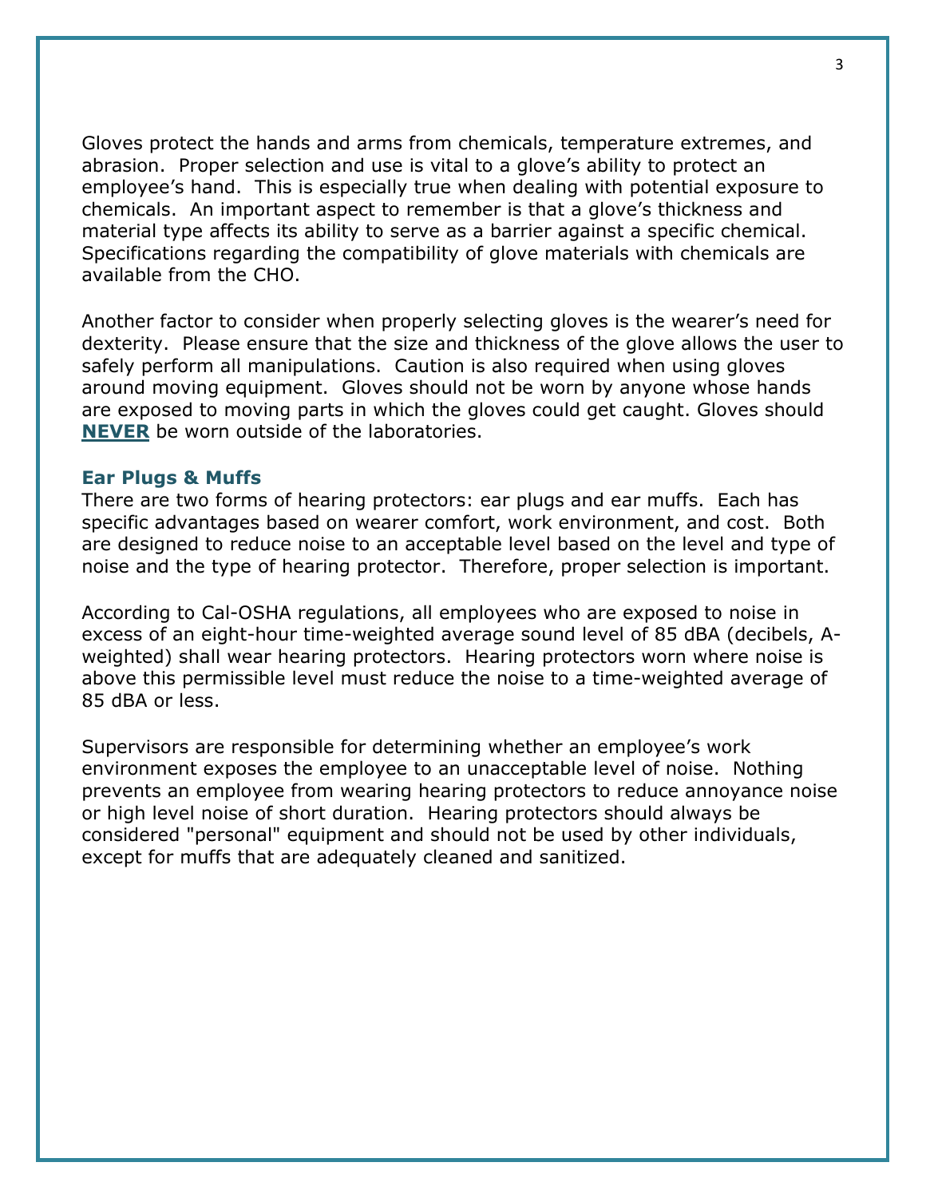Gloves protect the hands and arms from chemicals, temperature extremes, and abrasion. Proper selection and use is vital to a glove's ability to protect an employee's hand. This is especially true when dealing with potential exposure to chemicals. An important aspect to remember is that a glove's thickness and material type affects its ability to serve as a barrier against a specific chemical. Specifications regarding the compatibility of glove materials with chemicals are available from the CHO.

Another factor to consider when properly selecting gloves is the wearer's need for dexterity. Please ensure that the size and thickness of the glove allows the user to safely perform all manipulations. Caution is also required when using gloves around moving equipment. Gloves should not be worn by anyone whose hands are exposed to moving parts in which the gloves could get caught. Gloves should **NEVER** be worn outside of the laboratories.

### Ear Plugs & Muffs

There are two forms of hearing protectors: ear plugs and ear muffs. Each has specific advantages based on wearer comfort, work environment, and cost. Both are designed to reduce noise to an acceptable level based on the level and type of noise and the type of hearing protector. Therefore, proper selection is important.

According to Cal-OSHA regulations, all employees who are exposed to noise in excess of an eight-hour time-weighted average sound level of 85 dBA (decibels, A-weighted) shall wear hearing protectors. Hearing protectors worn where noise is above this permissible level must reduce the noise to a time-weighted average of 85 dBA or less.

Supervisors are responsible for determining whether an employee's work environment exposes the employee to an unacceptable level of noise. Nothing prevents an employee from wearing hearing protectors to reduce annoyance noise or high level noise of short duration. Hearing protectors should always be considered "personal" equipment and should not be used by other individuals, except for muffs that are adequately cleaned and sanitized.